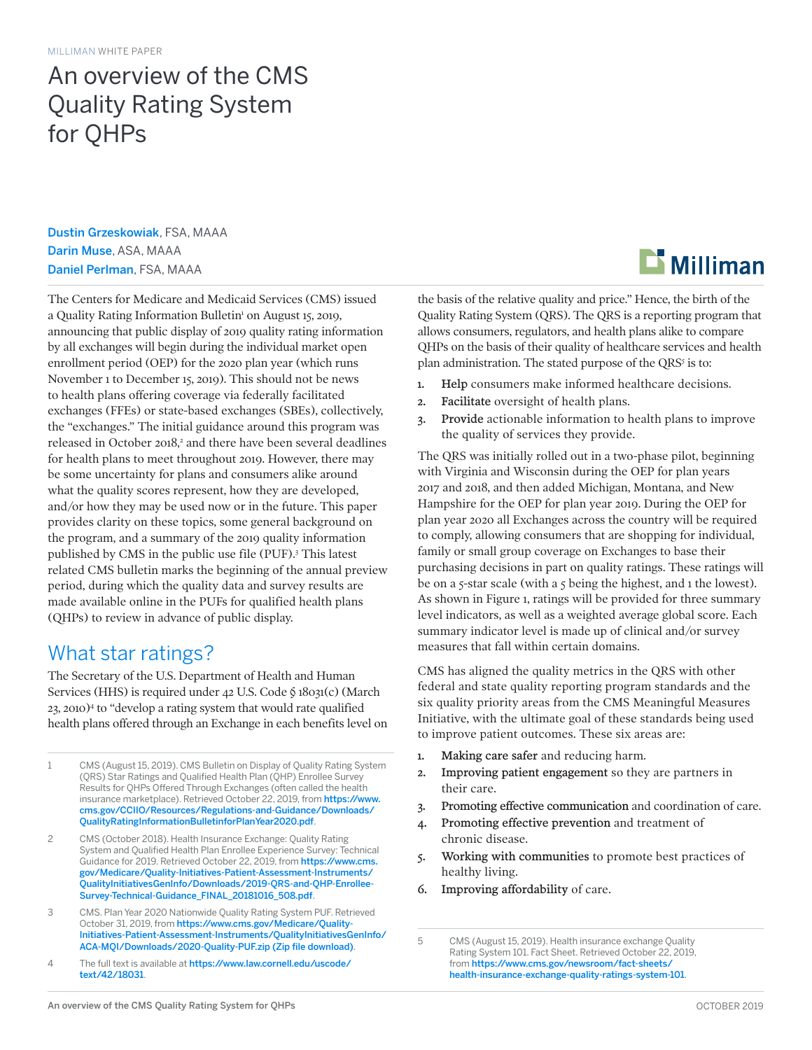MILLIMAN WHITE PAPER

# An overview of the CMS Quality Rating System for QHPs

**Dustin Grzeskowiak**, FSA, MAAA
**Darin Muse**, ASA, MAAA
**Daniel Perlman**, FSA, MAAA

The Centers for Medicare and Medicaid Services (CMS) issued a Quality Rating Information Bulletin[1] on August 15, 2019, announcing that public display of 2019 quality rating information by all exchanges will begin during the individual market open enrollment period (OEP) for the 2020 plan year (which runs November 1 to December 15, 2019). This should not be news to health plans offering coverage via federally facilitated exchanges (FFEs) or state-based exchanges (SBEs), collectively, the "exchanges." The initial guidance around this program was released in October 2018,[2] and there have been several deadlines for health plans to meet throughout 2019. However, there may be some uncertainty for plans and consumers alike around what the quality scores represent, how they are developed, and/or how they may be used now or in the future. This paper provides clarity on these topics, some general background on the program, and a summary of the 2019 quality information published by CMS in the public use file (PUF).[3] This latest related CMS bulletin marks the beginning of the annual preview period, during which the quality data and survey results are made available online in the PUFs for qualified health plans (QHPs) to review in advance of public display.

## What star ratings?

The Secretary of the U.S. Department of Health and Human Services (HHS) is required under 42 U.S. Code § 18031(c) (March 23, 2010)[4] to "develop a rating system that would rate qualified health plans offered through an Exchange in each benefits level on the basis of the relative quality and price." Hence, the birth of the Quality Rating System (QRS). The QRS is a reporting program that allows consumers, regulators, and health plans alike to compare QHPs on the basis of their quality of healthcare services and health plan administration. The stated purpose of the QRS[5] is to:

1. **Help** consumers make informed healthcare decisions.
2. **Facilitate** oversight of health plans.
3. **Provide** actionable information to health plans to improve the quality of services they provide.

The QRS was initially rolled out in a two-phase pilot, beginning with Virginia and Wisconsin during the OEP for plan years 2017 and 2018, and then added Michigan, Montana, and New Hampshire for the OEP for plan year 2019. During the OEP for plan year 2020 all Exchanges across the country will be required to comply, allowing consumers that are shopping for individual, family or small group coverage on Exchanges to base their purchasing decisions in part on quality ratings. These ratings will be on a 5-star scale (with a 5 being the highest, and 1 the lowest). As shown in Figure 1, ratings will be provided for three summary level indicators, as well as a weighted average global score. Each summary indicator level is made up of clinical and/or survey measures that fall within certain domains.

CMS has aligned the quality metrics in the QRS with other federal and state quality reporting program standards and the six quality priority areas from the CMS Meaningful Measures Initiative, with the ultimate goal of these standards being used to improve patient outcomes. These six areas are:

1. **Making care safer** and reducing harm.
2. **Improving patient engagement** so they are partners in their care.
3. **Promoting effective communication** and coordination of care.
4. **Promoting effective prevention** and treatment of chronic disease.
5. **Working with communities** to promote best practices of healthy living.
6. **Improving affordability** of care.

---

1. CMS (August 15, 2019). CMS Bulletin on Display of Quality Rating System (QRS) Star Ratings and Qualified Health Plan (QHP) Enrollee Survey Results for QHPs Offered Through Exchanges (often called the health insurance marketplace). Retrieved October 22, 2019, from https://www.cms.gov/CCIIO/Resources/Regulations-and-Guidance/Downloads/QualityRatingInformationBulletinforPlanYear2020.pdf.
2. CMS (October 2018). Health Insurance Exchange: Quality Rating System and Qualified Health Plan Enrollee Experience Survey: Technical Guidance for 2019. Retrieved October 22, 2019, from https://www.cms.gov/Medicare/Quality-Initiatives-Patient-Assessment-Instruments/QualityInitiativesGenInfo/Downloads/2019-QRS-and-QHP-Enrollee-Survey-Technical-Guidance_FINAL_20181016_508.pdf.
3. CMS. Plan Year 2020 Nationwide Quality Rating System PUF. Retrieved October 31, 2019, from https://www.cms.gov/Medicare/Quality-Initiatives-Patient-Assessment-Instruments/QualityInitiativesGenInfo/ACA-MQI/Downloads/2020-Quality-PUF.zip (Zip file download).
4. The full text is available at https://www.law.cornell.edu/uscode/text/42/18031.
5. CMS (August 15, 2019). Health insurance exchange Quality Rating System 101. Fact Sheet. Retrieved October 22, 2019, from https://www.cms.gov/newsroom/fact-sheets/health-insurance-exchange-quality-ratings-system-101.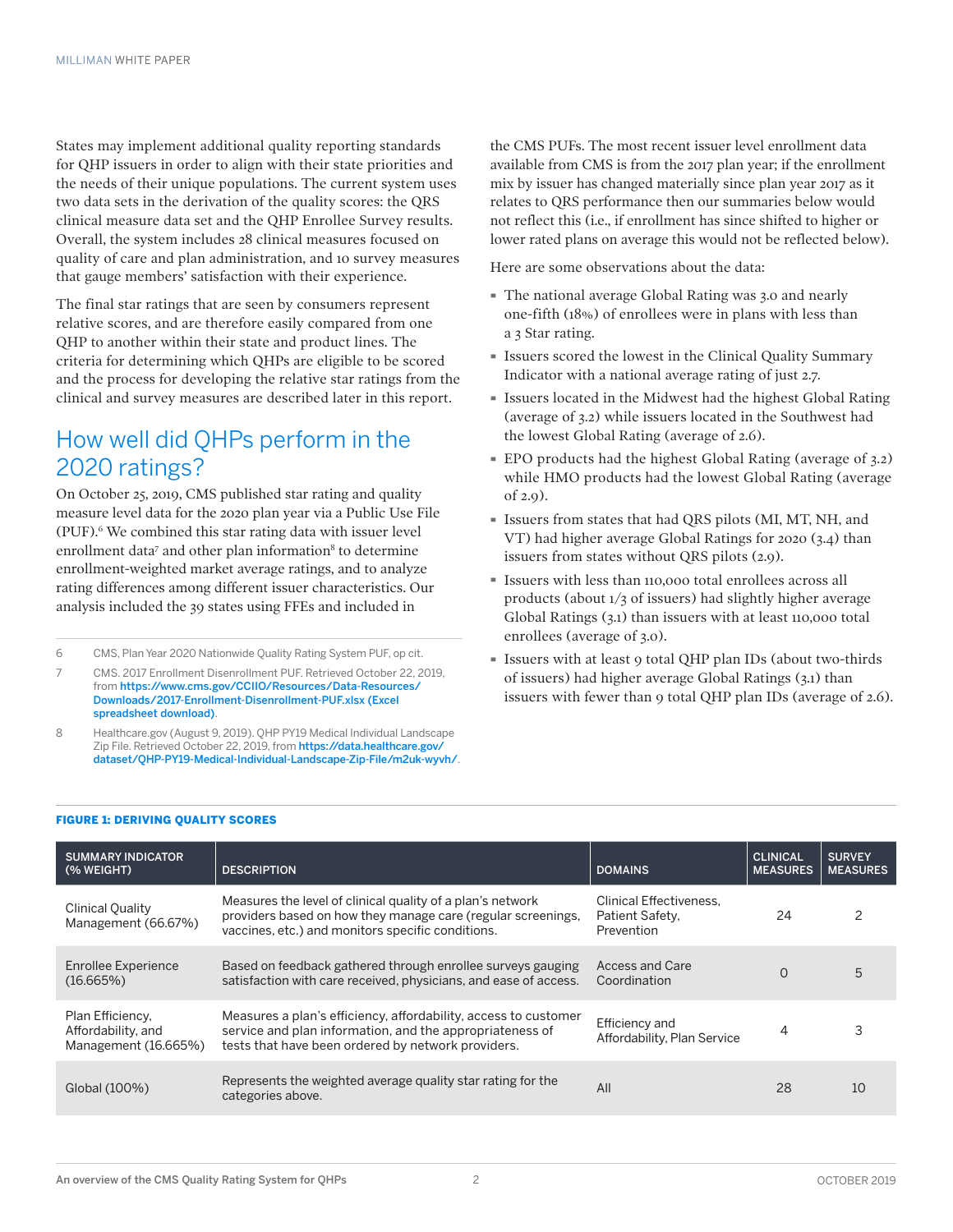States may implement additional quality reporting standards for QHP issuers in order to align with their state priorities and the needs of their unique populations. The current system uses two data sets in the derivation of the quality scores: the QRS clinical measure data set and the QHP Enrollee Survey results. Overall, the system includes 28 clinical measures focused on quality of care and plan administration, and 10 survey measures that gauge members' satisfaction with their experience.

The final star ratings that are seen by consumers represent relative scores, and are therefore easily compared from one QHP to another within their state and product lines. The criteria for determining which QHPs are eligible to be scored and the process for developing the relative star ratings from the clinical and survey measures are described later in this report.

## How well did QHPs perform in the 2020 ratings?

On October 25, 2019, CMS published star rating and quality measure level data for the 2020 plan year via a Public Use File (PUF).[6] We combined this star rating data with issuer level enrollment data[7] and other plan information[8] to determine enrollment-weighted market average ratings, and to analyze rating differences among different issuer characteristics. Our analysis included the 39 states using FFEs and included in the CMS PUFs. The most recent issuer level enrollment data available from CMS is from the 2017 plan year; if the enrollment mix by issuer has changed materially since plan year 2017 as it relates to QRS performance then our summaries below would not reflect this (i.e., if enrollment has since shifted to higher or lower rated plans on average this would not be reflected below).

Here are some observations about the data:

- The national average Global Rating was 3.0 and nearly one-fifth (18%) of enrollees were in plans with less than a 3 Star rating.
- Issuers scored the lowest in the Clinical Quality Summary Indicator with a national average rating of just 2.7.
- Issuers located in the Midwest had the highest Global Rating (average of 3.2) while issuers located in the Southwest had the lowest Global Rating (average of 2.6).
- EPO products had the highest Global Rating (average of 3.2) while HMO products had the lowest Global Rating (average of 2.9).
- Issuers from states that had QRS pilots (MI, MT, NH, and VT) had higher average Global Ratings for 2020 (3.4) than issuers from states without QRS pilots (2.9).
- Issuers with less than 110,000 total enrollees across all products (about 1/3 of issuers) had slightly higher average Global Ratings (3.1) than issuers with at least 110,000 total enrollees (average of 3.0).
- Issuers with at least 9 total QHP plan IDs (about two-thirds of issuers) had higher average Global Ratings (3.1) than issuers with fewer than 9 total QHP plan IDs (average of 2.6).

6 CMS, Plan Year 2020 Nationwide Quality Rating System PUF, op cit.

7 CMS. 2017 Enrollment Disenrollment PUF. Retrieved October 22, 2019, from https://www.cms.gov/CCIIO/Resources/Data-Resources/Downloads/2017-Enrollment-Disenrollment-PUF.xlsx (Excel spreadsheet download).

8 Healthcare.gov (August 9, 2019). QHP PY19 Medical Individual Landscape Zip File. Retrieved October 22, 2019, from https://data.healthcare.gov/dataset/QHP-PY19-Medical-Individual-Landscape-Zip-File/m2uk-wyvh/.

**FIGURE 1: DERIVING QUALITY SCORES**

| SUMMARY INDICATOR (% WEIGHT) | DESCRIPTION | DOMAINS | CLINICAL MEASURES | SURVEY MEASURES |
|---|---|---|---|---|
| Clinical Quality Management (66.67%) | Measures the level of clinical quality of a plan's network providers based on how they manage care (regular screenings, vaccines, etc.) and monitors specific conditions. | Clinical Effectiveness, Patient Safety, Prevention | 24 | 2 |
| Enrollee Experience (16.665%) | Based on feedback gathered through enrollee surveys gauging satisfaction with care received, physicians, and ease of access. | Access and Care Coordination | 0 | 5 |
| Plan Efficiency, Affordability, and Management (16.665%) | Measures a plan's efficiency, affordability, access to customer service and plan information, and the appropriateness of tests that have been ordered by network providers. | Efficiency and Affordability, Plan Service | 4 | 3 |
| Global (100%) | Represents the weighted average quality star rating for the categories above. | All | 28 | 10 |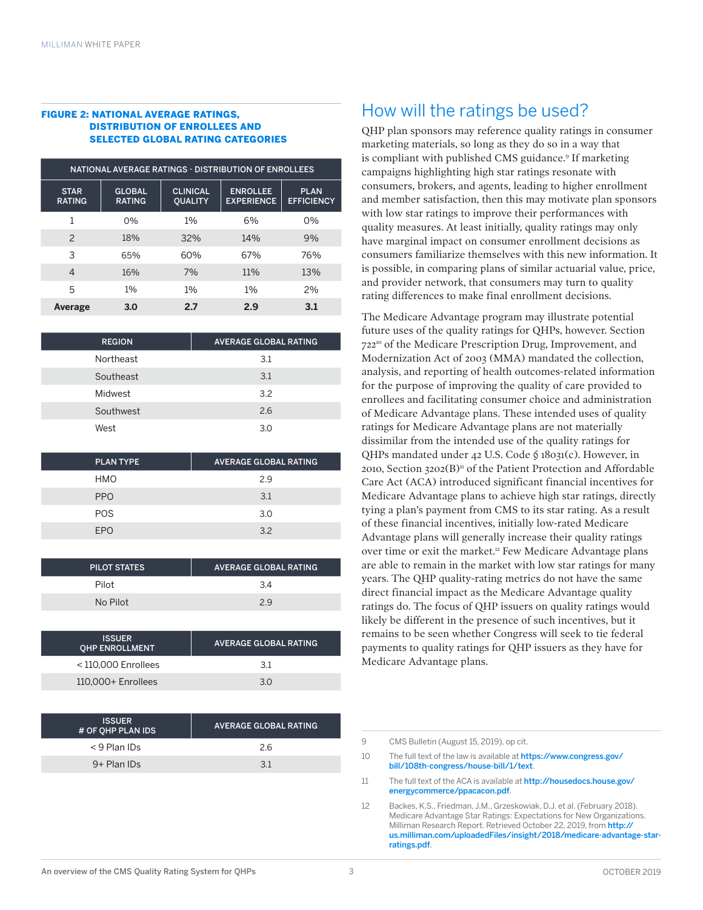**FIGURE 2: NATIONAL AVERAGE RATINGS, DISTRIBUTION OF ENROLLEES AND SELECTED GLOBAL RATING CATEGORIES**

| NATIONAL AVERAGE RATINGS - DISTRIBUTION OF ENROLLEES | | | | |
|---|---|---|---|---|
| STAR RATING | GLOBAL RATING | CLINICAL QUALITY | ENROLLEE EXPERIENCE | PLAN EFFICIENCY |
| 1 | 0% | 1% | 6% | 0% |
| 2 | 18% | 32% | 14% | 9% |
| 3 | 65% | 60% | 67% | 76% |
| 4 | 16% | 7% | 11% | 13% |
| 5 | 1% | 1% | 1% | 2% |
| **Average** | **3.0** | **2.7** | **2.9** | **3.1** |

| REGION | AVERAGE GLOBAL RATING |
|---|---|
| Northeast | 3.1 |
| Southeast | 3.1 |
| Midwest | 3.2 |
| Southwest | 2.6 |
| West | 3.0 |

| PLAN TYPE | AVERAGE GLOBAL RATING |
|---|---|
| HMO | 2.9 |
| PPO | 3.1 |
| POS | 3.0 |
| EPO | 3.2 |

| PILOT STATES | AVERAGE GLOBAL RATING |
|---|---|
| Pilot | 3.4 |
| No Pilot | 2.9 |

| ISSUER QHP ENROLLMENT | AVERAGE GLOBAL RATING |
|---|---|
| < 110,000 Enrollees | 3.1 |
| 110,000+ Enrollees | 3.0 |

| ISSUER # OF QHP PLAN IDS | AVERAGE GLOBAL RATING |
|---|---|
| < 9 Plan IDs | 2.6 |
| 9+ Plan IDs | 3.1 |

## How will the ratings be used?

QHP plan sponsors may reference quality ratings in consumer marketing materials, so long as they do so in a way that is compliant with published CMS guidance.[9] If marketing campaigns highlighting high star ratings resonate with consumers, brokers, and agents, leading to higher enrollment and member satisfaction, then this may motivate plan sponsors with low star ratings to improve their performances with quality measures. At least initially, quality ratings may only have marginal impact on consumer enrollment decisions as consumers familiarize themselves with this new information. It is possible, in comparing plans of similar actuarial value, price, and provider network, that consumers may turn to quality rating differences to make final enrollment decisions.

The Medicare Advantage program may illustrate potential future uses of the quality ratings for QHPs, however. Section 722[10] of the Medicare Prescription Drug, Improvement, and Modernization Act of 2003 (MMA) mandated the collection, analysis, and reporting of health outcomes-related information for the purpose of improving the quality of care provided to enrollees and facilitating consumer choice and administration of Medicare Advantage plans. These intended uses of quality ratings for Medicare Advantage plans are not materially dissimilar from the intended use of the quality ratings for QHPs mandated under 42 U.S. Code § 18031(c). However, in 2010, Section 3202(B)[11] of the Patient Protection and Affordable Care Act (ACA) introduced significant financial incentives for Medicare Advantage plans to achieve high star ratings, directly tying a plan's payment from CMS to its star rating. As a result of these financial incentives, initially low-rated Medicare Advantage plans will generally increase their quality ratings over time or exit the market.[12] Few Medicare Advantage plans are able to remain in the market with low star ratings for many years. The QHP quality-rating metrics do not have the same direct financial impact as the Medicare Advantage quality ratings do. The focus of QHP issuers on quality ratings would likely be different in the presence of such incentives, but it remains to be seen whether Congress will seek to tie federal payments to quality ratings for QHP issuers as they have for Medicare Advantage plans.

---

9 CMS Bulletin (August 15, 2019), op cit.

10 The full text of the law is available at https://www.congress.gov/bill/108th-congress/house-bill/1/text.

11 The full text of the ACA is available at http://housedocs.house.gov/energycommerce/ppacacon.pdf.

12 Backes, K.S., Friedman, J.M., Grzeskowiak, D.J. et al. (February 2018). Medicare Advantage Star Ratings: Expectations for New Organizations. Milliman Research Report. Retrieved October 22, 2019, from http://us.milliman.com/uploadedFiles/insight/2018/medicare-advantage-star-ratings.pdf.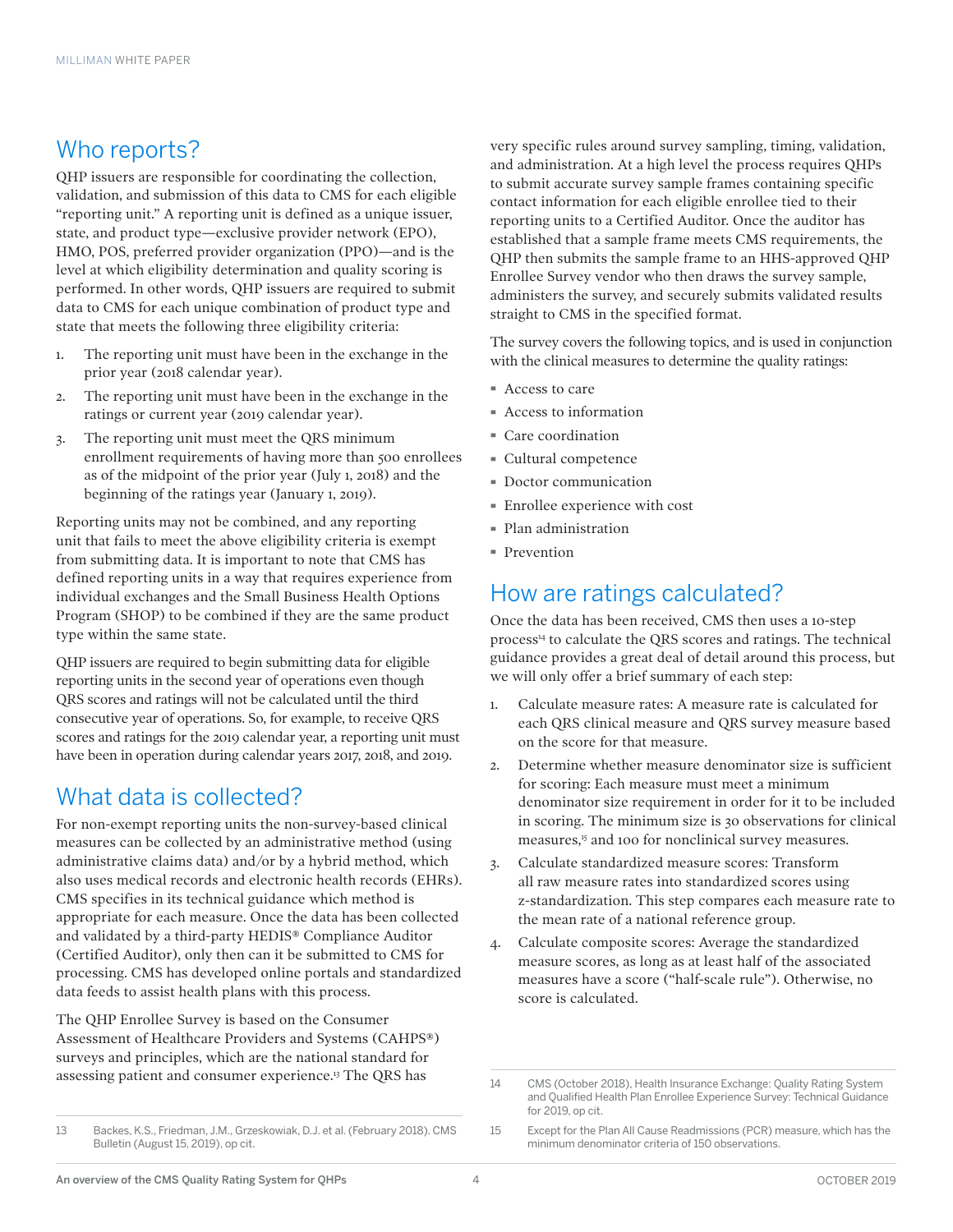## Who reports?

QHP issuers are responsible for coordinating the collection, validation, and submission of this data to CMS for each eligible "reporting unit." A reporting unit is defined as a unique issuer, state, and product type—exclusive provider network (EPO), HMO, POS, preferred provider organization (PPO)—and is the level at which eligibility determination and quality scoring is performed. In other words, QHP issuers are required to submit data to CMS for each unique combination of product type and state that meets the following three eligibility criteria:

1. The reporting unit must have been in the exchange in the prior year (2018 calendar year).
2. The reporting unit must have been in the exchange in the ratings or current year (2019 calendar year).
3. The reporting unit must meet the QRS minimum enrollment requirements of having more than 500 enrollees as of the midpoint of the prior year (July 1, 2018) and the beginning of the ratings year (January 1, 2019).

Reporting units may not be combined, and any reporting unit that fails to meet the above eligibility criteria is exempt from submitting data. It is important to note that CMS has defined reporting units in a way that requires experience from individual exchanges and the Small Business Health Options Program (SHOP) to be combined if they are the same product type within the same state.

QHP issuers are required to begin submitting data for eligible reporting units in the second year of operations even though QRS scores and ratings will not be calculated until the third consecutive year of operations. So, for example, to receive QRS scores and ratings for the 2019 calendar year, a reporting unit must have been in operation during calendar years 2017, 2018, and 2019.

## What data is collected?

For non-exempt reporting units the non-survey-based clinical measures can be collected by an administrative method (using administrative claims data) and/or by a hybrid method, which also uses medical records and electronic health records (EHRs). CMS specifies in its technical guidance which method is appropriate for each measure. Once the data has been collected and validated by a third-party HEDIS® Compliance Auditor (Certified Auditor), only then can it be submitted to CMS for processing. CMS has developed online portals and standardized data feeds to assist health plans with this process.

The QHP Enrollee Survey is based on the Consumer Assessment of Healthcare Providers and Systems (CAHPS®) surveys and principles, which are the national standard for assessing patient and consumer experience.[13] The QRS has very specific rules around survey sampling, timing, validation, and administration. At a high level the process requires QHPs to submit accurate survey sample frames containing specific contact information for each eligible enrollee tied to their reporting units to a Certified Auditor. Once the auditor has established that a sample frame meets CMS requirements, the QHP then submits the sample frame to an HHS-approved QHP Enrollee Survey vendor who then draws the survey sample, administers the survey, and securely submits validated results straight to CMS in the specified format.

The survey covers the following topics, and is used in conjunction with the clinical measures to determine the quality ratings:

- Access to care
- Access to information
- Care coordination
- Cultural competence
- Doctor communication
- Enrollee experience with cost
- Plan administration
- Prevention

## How are ratings calculated?

Once the data has been received, CMS then uses a 10-step process[14] to calculate the QRS scores and ratings. The technical guidance provides a great deal of detail around this process, but we will only offer a brief summary of each step:

1. Calculate measure rates: A measure rate is calculated for each QRS clinical measure and QRS survey measure based on the score for that measure.
2. Determine whether measure denominator size is sufficient for scoring: Each measure must meet a minimum denominator size requirement in order for it to be included in scoring. The minimum size is 30 observations for clinical measures,[15] and 100 for nonclinical survey measures.
3. Calculate standardized measure scores: Transform all raw measure rates into standardized scores using z-standardization. This step compares each measure rate to the mean rate of a national reference group.
4. Calculate composite scores: Average the standardized measure scores, as long as at least half of the associated measures have a score ("half-scale rule"). Otherwise, no score is calculated.

---

13 Backes, K.S., Friedman, J.M., Grzeskowiak, D.J. et al. (February 2018). CMS Bulletin (August 15, 2019), op cit.

14 CMS (October 2018), Health Insurance Exchange: Quality Rating System and Qualified Health Plan Enrollee Experience Survey: Technical Guidance for 2019, op cit.

15 Except for the Plan All Cause Readmissions (PCR) measure, which has the minimum denominator criteria of 150 observations.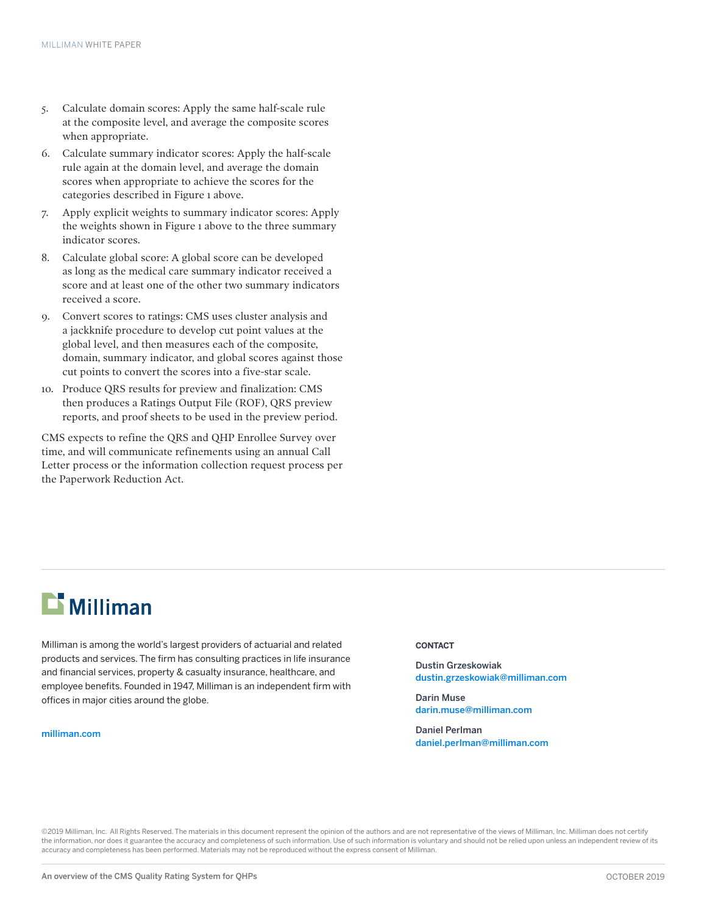5. Calculate domain scores: Apply the same half-scale rule at the composite level, and average the composite scores when appropriate.
6. Calculate summary indicator scores: Apply the half-scale rule again at the domain level, and average the domain scores when appropriate to achieve the scores for the categories described in Figure 1 above.
7. Apply explicit weights to summary indicator scores: Apply the weights shown in Figure 1 above to the three summary indicator scores.
8. Calculate global score: A global score can be developed as long as the medical care summary indicator received a score and at least one of the other two summary indicators received a score.
9. Convert scores to ratings: CMS uses cluster analysis and a jackknife procedure to develop cut point values at the global level, and then measures each of the composite, domain, summary indicator, and global scores against those cut points to convert the scores into a five-star scale.
10. Produce QRS results for preview and finalization: CMS then produces a Ratings Output File (ROF), QRS preview reports, and proof sheets to be used in the preview period.

CMS expects to refine the QRS and QHP Enrollee Survey over time, and will communicate refinements using an annual Call Letter process or the information collection request process per the Paperwork Reduction Act.

Milliman

Milliman is among the world's largest providers of actuarial and related products and services. The firm has consulting practices in life insurance and financial services, property & casualty insurance, healthcare, and employee benefits. Founded in 1947, Milliman is an independent firm with offices in major cities around the globe.

milliman.com

**CONTACT**

Dustin Grzeskowiak
dustin.grzeskowiak@milliman.com

Darin Muse
darin.muse@milliman.com

Daniel Perlman
daniel.perlman@milliman.com

©2019 Milliman, Inc. All Rights Reserved. The materials in this document represent the opinion of the authors and are not representative of the views of Milliman, Inc. Milliman does not certify the information, nor does it guarantee the accuracy and completeness of such information. Use of such information is voluntary and should not be relied upon unless an independent review of its accuracy and completeness has been performed. Materials may not be reproduced without the express consent of Milliman.